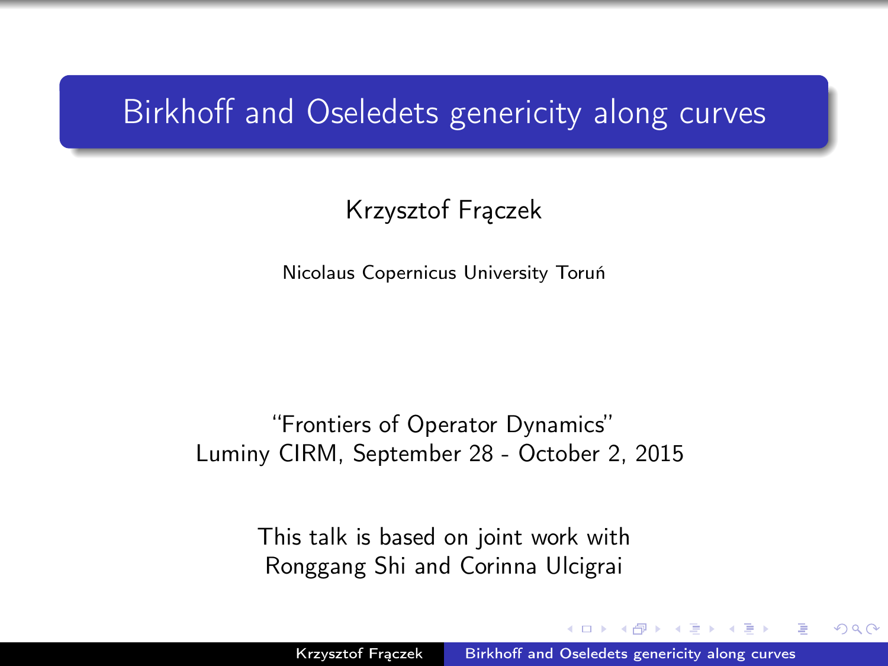# Birkhoff and Oseledets genericity along curves

Krzysztof Frączek

Nicolaus Copernicus University Toruń

"Frontiers of Operator Dynamics"
Luminy CIRM, September 28 - October 2, 2015

This talk is based on joint work with
Ronggang Shi and Corinna Ulcigrai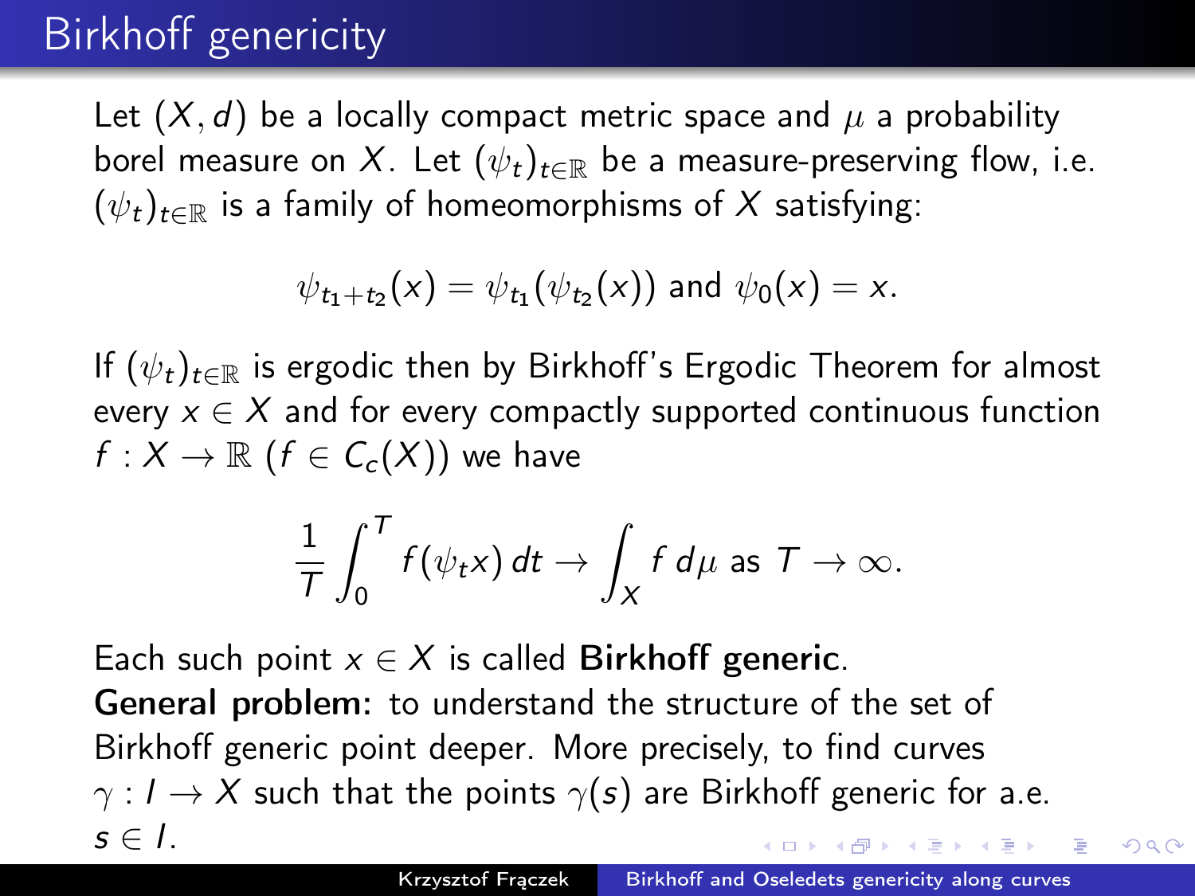# Birkhoff genericity

Let $(X, d)$ be a locally compact metric space and $\mu$ a probability borel measure on $X$. Let $(\psi_t)_{t\in\mathbb{R}}$ be a measure-preserving flow, i.e. $(\psi_t)_{t\in\mathbb{R}}$ is a family of homeomorphisms of $X$ satisfying:

$$\psi_{t_1+t_2}(x) = \psi_{t_1}(\psi_{t_2}(x)) \text{ and } \psi_0(x) = x.$$

If $(\psi_t)_{t\in\mathbb{R}}$ is ergodic then by Birkhoff's Ergodic Theorem for almost every $x \in X$ and for every compactly supported continuous function $f : X \to \mathbb{R}$ ($f \in C_c(X)$) we have

$$\frac{1}{T}\int_0^T f(\psi_t x)\, dt \to \int_X f\, d\mu \text{ as } T \to \infty.$$

Each such point $x \in X$ is called **Birkhoff generic**.
**General problem:** to understand the structure of the set of Birkhoff generic point deeper. More precisely, to find curves $\gamma : I \to X$ such that the points $\gamma(s)$ are Birkhoff generic for a.e. $s \in I$.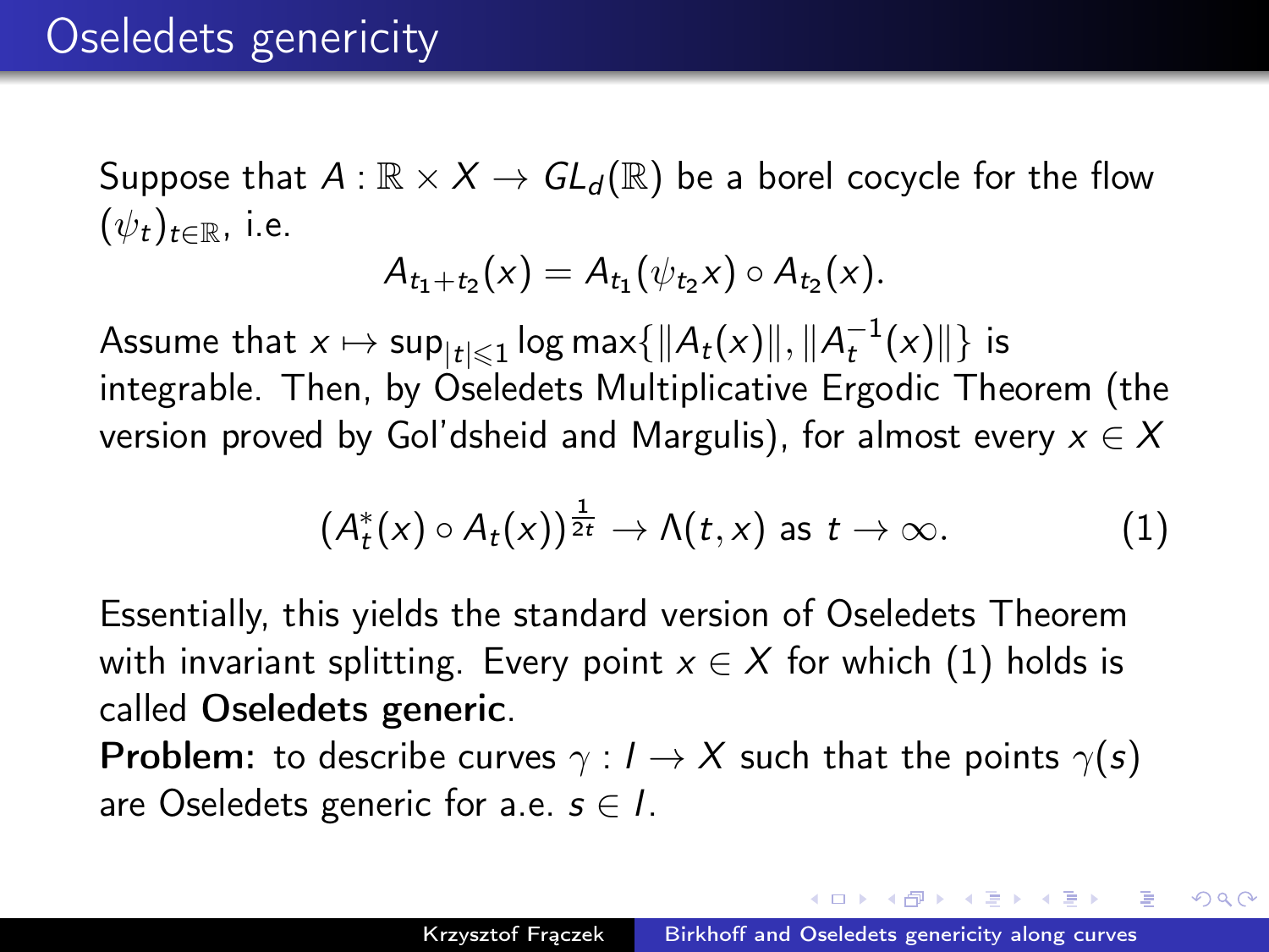# Oseledets genericity

Suppose that $A : \mathbb{R} \times X \to GL_d(\mathbb{R})$ be a borel cocycle for the flow $(\psi_t)_{t\in\mathbb{R}}$, i.e.

$$A_{t_1+t_2}(x) = A_{t_1}(\psi_{t_2}x) \circ A_{t_2}(x).$$

Assume that $x \mapsto \sup_{|t|\leqslant 1} \log \max\{\|A_t(x)\|, \|A_t^{-1}(x)\|\}$ is integrable. Then, by Oseledets Multiplicative Ergodic Theorem (the version proved by Gol'dsheid and Margulis), for almost every $x \in X$

$$(A_t^*(x) \circ A_t(x))^{\frac{1}{2t}} \to \Lambda(t, x) \text{ as } t \to \infty. \tag{1}$$

Essentially, this yields the standard version of Oseledets Theorem with invariant splitting. Every point $x \in X$ for which (1) holds is called **Oseledets generic**.

**Problem:** to describe curves $\gamma : I \to X$ such that the points $\gamma(s)$ are Oseledets generic for a.e. $s \in I$.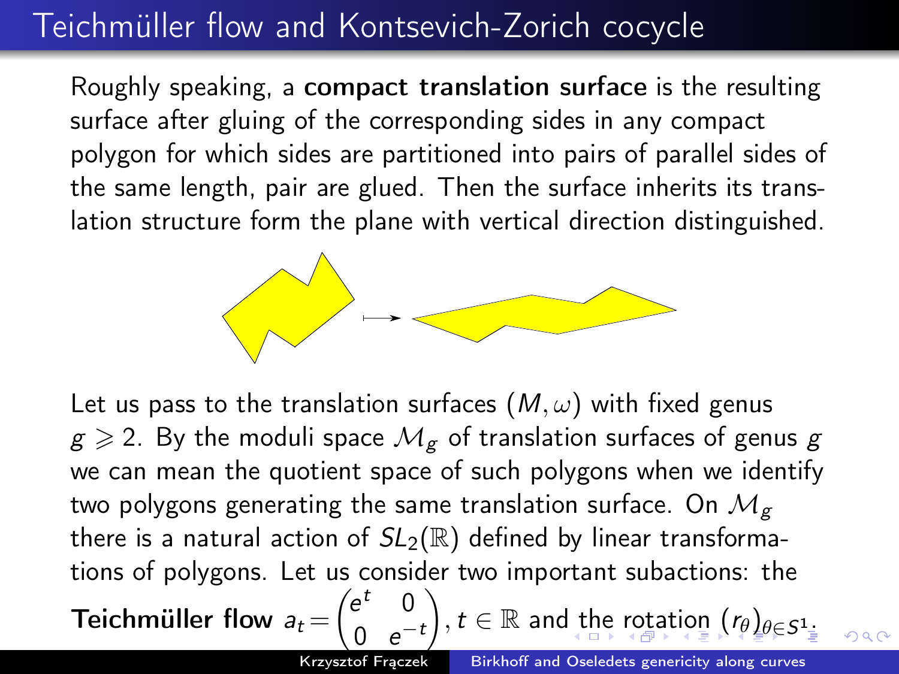# Teichmüller flow and Kontsevich-Zorich cocycle

Roughly speaking, a **compact translation surface** is the resulting surface after gluing of the corresponding sides in any compact polygon for which sides are partitioned into pairs of parallel sides of the same length, pair are glued. Then the surface inherits its translation structure form the plane with vertical direction distinguished.

Let us pass to the translation surfaces $(M, \omega)$ with fixed genus $g \geqslant 2$. By the moduli space $\mathcal{M}_g$ of translation surfaces of genus $g$ we can mean the quotient space of such polygons when we identify two polygons generating the same translation surface. On $\mathcal{M}_g$ there is a natural action of $SL_2(\mathbb{R})$ defined by linear transformations of polygons. Let us consider two important subactions: the **Teichmüller flow** $a_t = \begin{pmatrix} e^t & 0 \\ 0 & e^{-t} \end{pmatrix}$, $t \in \mathbb{R}$ and the rotation $(r_\theta)_{\theta \in S^1}$.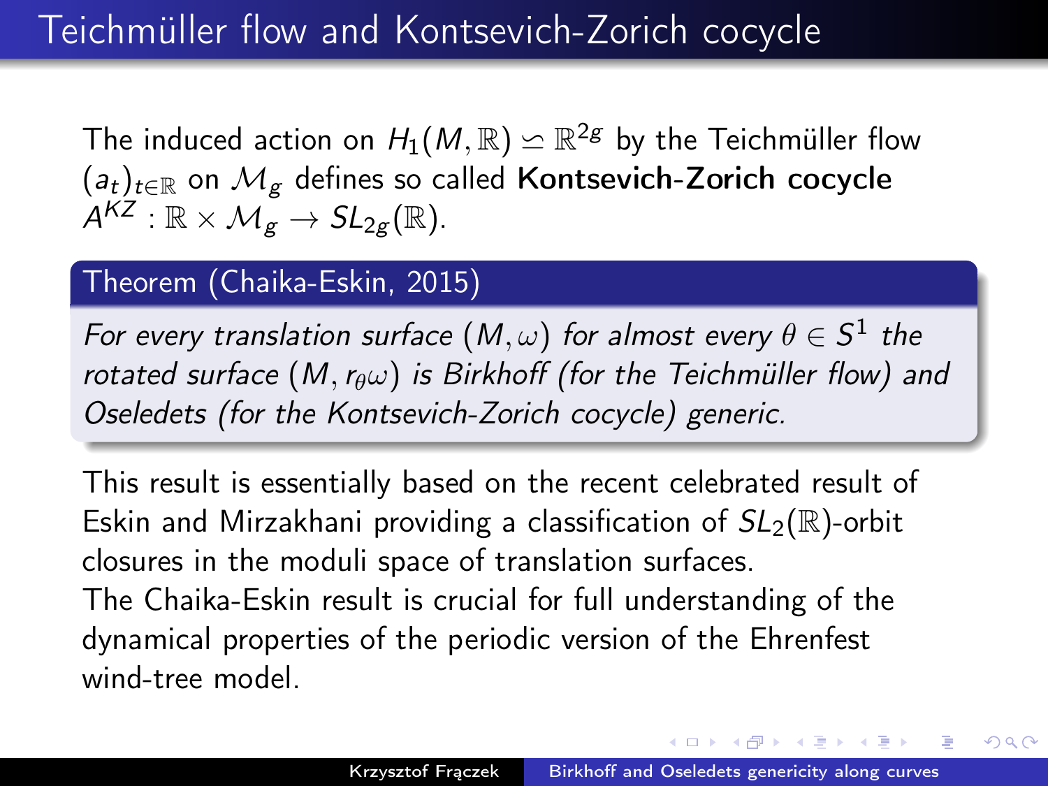# Teichmüller flow and Kontsevich-Zorich cocycle

The induced action on $H_1(M, \mathbb{R}) \simeq \mathbb{R}^{2g}$ by the Teichmüller flow $(a_t)_{t\in\mathbb{R}}$ on $\mathcal{M}_g$ defines so called **Kontsevich-Zorich cocycle** $A^{KZ} : \mathbb{R} \times \mathcal{M}_g \to SL_{2g}(\mathbb{R})$.

**Theorem (Chaika-Eskin, 2015)**

*For every translation surface $(M, \omega)$ for almost every $\theta \in S^1$ the rotated surface $(M, r_\theta \omega)$ is Birkhoff (for the Teichmüller flow) and Oseledets (for the Kontsevich-Zorich cocycle) generic.*

This result is essentially based on the recent celebrated result of Eskin and Mirzakhani providing a classification of $SL_2(\mathbb{R})$-orbit closures in the moduli space of translation surfaces.
The Chaika-Eskin result is crucial for full understanding of the dynamical properties of the periodic version of the Ehrenfest wind-tree model.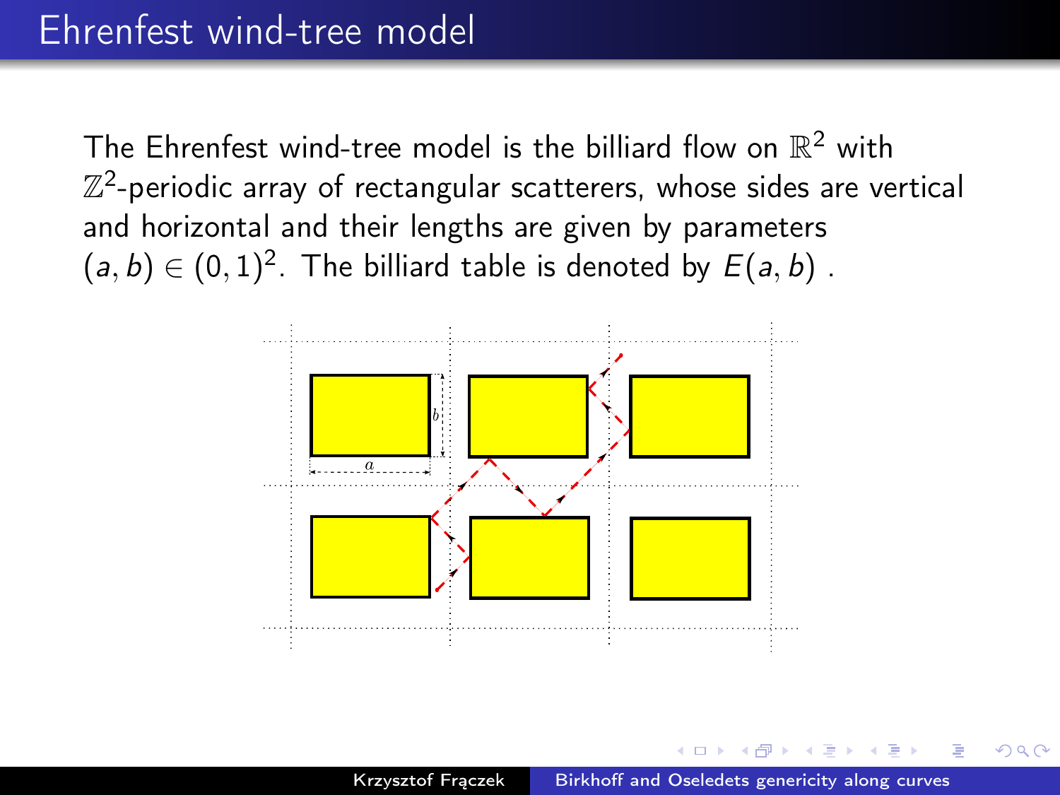# Ehrenfest wind-tree model

The Ehrenfest wind-tree model is the billiard flow on $\mathbb{R}^2$ with $\mathbb{Z}^2$-periodic array of rectangular scatterers, whose sides are vertical and horizontal and their lengths are given by parameters $(a, b) \in (0, 1)^2$. The billiard table is denoted by $E(a, b)$ .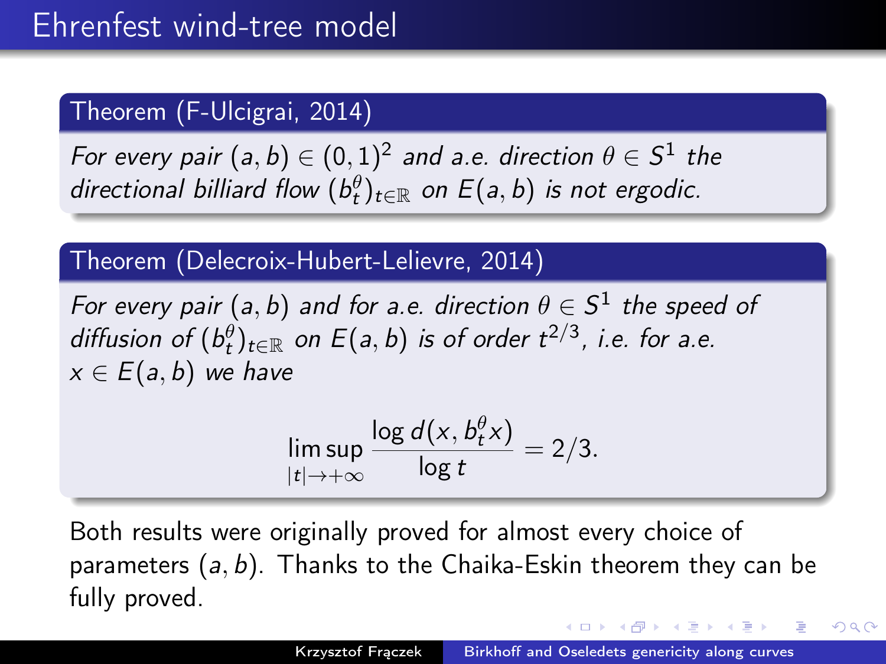# Ehrenfest wind-tree model

**Theorem (F-Ulcigrai, 2014)**

*For every pair $(a, b) \in (0, 1)^2$ and a.e. direction $\theta \in S^1$ the directional billiard flow $(b_t^\theta)_{t\in\mathbb{R}}$ on $E(a, b)$ is not ergodic.*

**Theorem (Delecroix-Hubert-Lelievre, 2014)**

*For every pair $(a, b)$ and for a.e. direction $\theta \in S^1$ the speed of diffusion of $(b_t^\theta)_{t\in\mathbb{R}}$ on $E(a, b)$ is of order $t^{2/3}$, i.e. for a.e. $x \in E(a, b)$ we have*

$$\limsup_{|t|\to+\infty} \frac{\log d(x, b_t^\theta x)}{\log t} = 2/3.$$

Both results were originally proved for almost every choice of parameters $(a, b)$. Thanks to the Chaika-Eskin theorem they can be fully proved.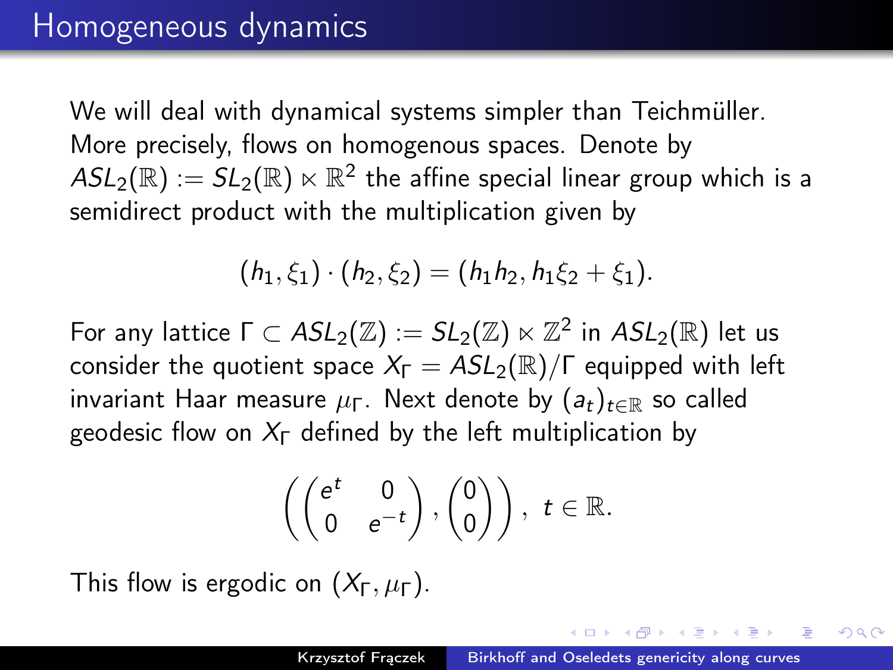# Homogeneous dynamics

We will deal with dynamical systems simpler than Teichmüller. More precisely, flows on homogenous spaces. Denote by $ASL_2(\mathbb{R}) := SL_2(\mathbb{R}) \ltimes \mathbb{R}^2$ the affine special linear group which is a semidirect product with the multiplication given by

$$(h_1, \xi_1) \cdot (h_2, \xi_2) = (h_1 h_2, h_1 \xi_2 + \xi_1).$$

For any lattice $\Gamma \subset ASL_2(\mathbb{Z}) := SL_2(\mathbb{Z}) \ltimes \mathbb{Z}^2$ in $ASL_2(\mathbb{R})$ let us consider the quotient space $X_\Gamma = ASL_2(\mathbb{R})/\Gamma$ equipped with left invariant Haar measure $\mu_\Gamma$. Next denote by $(a_t)_{t \in \mathbb{R}}$ so called geodesic flow on $X_\Gamma$ defined by the left multiplication by

$$\left( \begin{pmatrix} e^t & 0 \\ 0 & e^{-t} \end{pmatrix}, \begin{pmatrix} 0 \\ 0 \end{pmatrix} \right), \ t \in \mathbb{R}.$$

This flow is ergodic on $(X_\Gamma, \mu_\Gamma)$.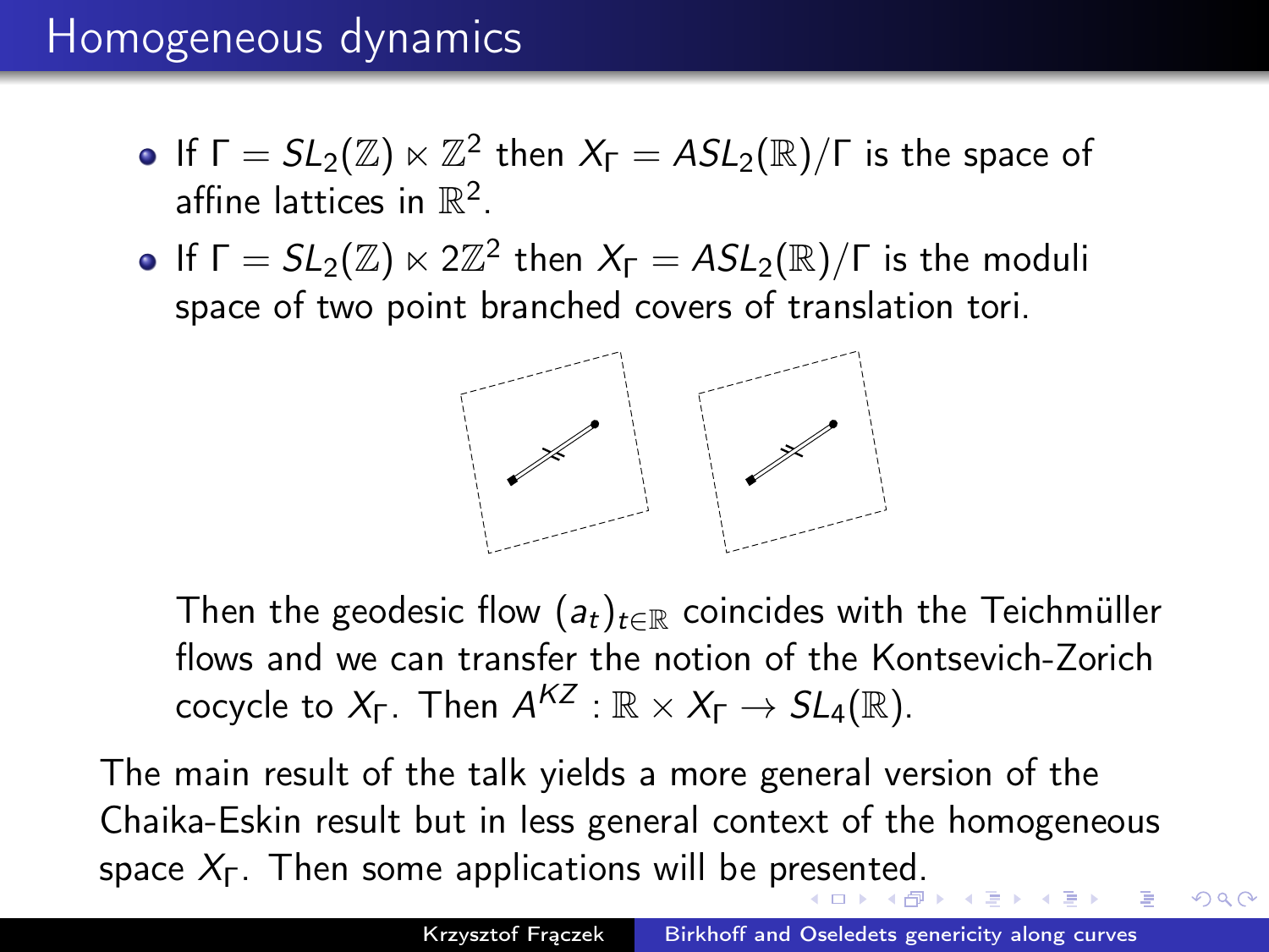# Homogeneous dynamics

- If $\Gamma = SL_2(\mathbb{Z}) \ltimes \mathbb{Z}^2$ then $X_\Gamma = ASL_2(\mathbb{R})/\Gamma$ is the space of affine lattices in $\mathbb{R}^2$.
- If $\Gamma = SL_2(\mathbb{Z}) \ltimes 2\mathbb{Z}^2$ then $X_\Gamma = ASL_2(\mathbb{R})/\Gamma$ is the moduli space of two point branched covers of translation tori.

  Then the geodesic flow $(a_t)_{t\in\mathbb{R}}$ coincides with the Teichmüller flows and we can transfer the notion of the Kontsevich-Zorich cocycle to $X_\Gamma$. Then $A^{KZ} : \mathbb{R} \times X_\Gamma \to SL_4(\mathbb{R})$.

The main result of the talk yields a more general version of the Chaika-Eskin result but in less general context of the homogeneous space $X_\Gamma$. Then some applications will be presented.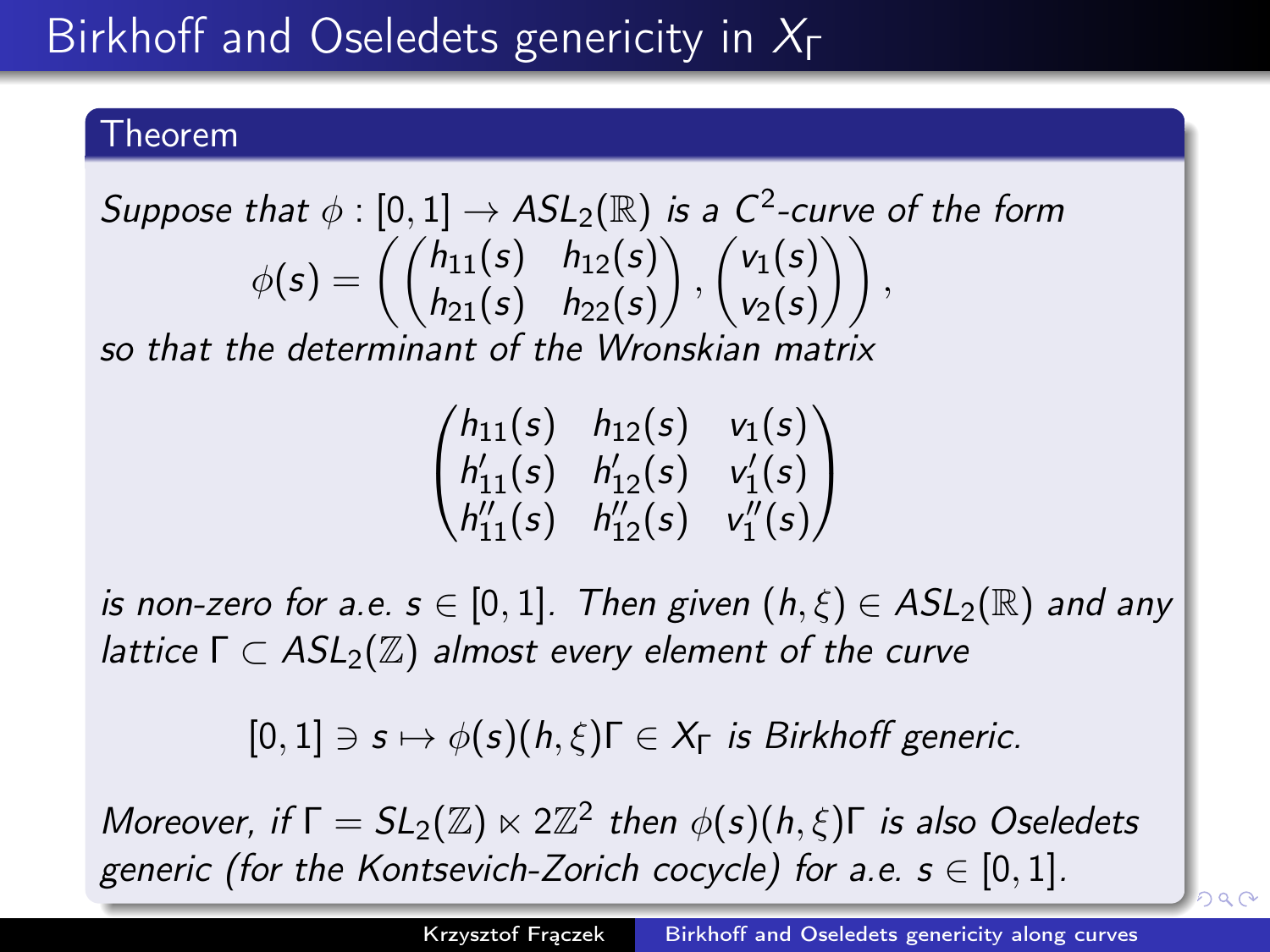# Birkhoff and Oseledets genericity in $X_\Gamma$

**Theorem**

*Suppose that $\phi : [0,1] \to ASL_2(\mathbb{R})$ is a $C^2$-curve of the form*

$$\phi(s) = \left( \begin{pmatrix} h_{11}(s) & h_{12}(s) \\ h_{21}(s) & h_{22}(s) \end{pmatrix}, \begin{pmatrix} v_1(s) \\ v_2(s) \end{pmatrix} \right),$$

*so that the determinant of the Wronskian matrix*

$$\begin{pmatrix} h_{11}(s) & h_{12}(s) & v_1(s) \\ h'_{11}(s) & h'_{12}(s) & v'_1(s) \\ h''_{11}(s) & h''_{12}(s) & v''_1(s) \end{pmatrix}$$

*is non-zero for a.e. $s \in [0,1]$. Then given $(h,\xi) \in ASL_2(\mathbb{R})$ and any lattice $\Gamma \subset ASL_2(\mathbb{Z})$ almost every element of the curve*

$$[0,1] \ni s \mapsto \phi(s)(h,\xi)\Gamma \in X_\Gamma \text{ is Birkhoff generic.}$$

*Moreover, if $\Gamma = SL_2(\mathbb{Z}) \ltimes 2\mathbb{Z}^2$ then $\phi(s)(h,\xi)\Gamma$ is also Oseledets generic (for the Kontsevich-Zorich cocycle) for a.e. $s \in [0,1]$.*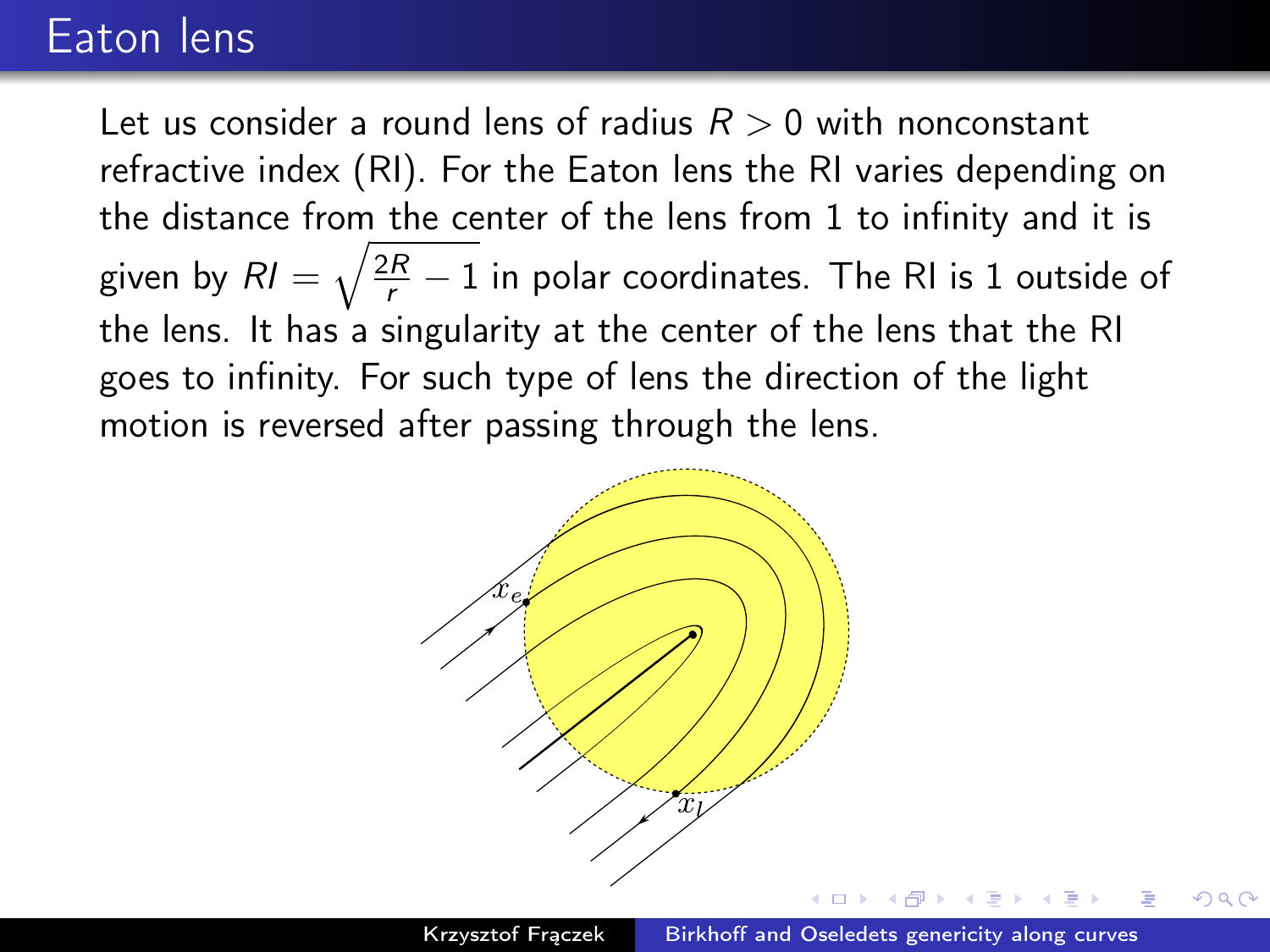# Eaton lens

Let us consider a round lens of radius $R > 0$ with nonconstant refractive index (RI). For the Eaton lens the RI varies depending on the distance from the center of the lens from 1 to infinity and it is given by $RI = \sqrt{\frac{2R}{r} - 1}$ in polar coordinates. The RI is 1 outside of the lens. It has a singularity at the center of the lens that the RI goes to infinity. For such type of lens the direction of the light motion is reversed after passing through the lens.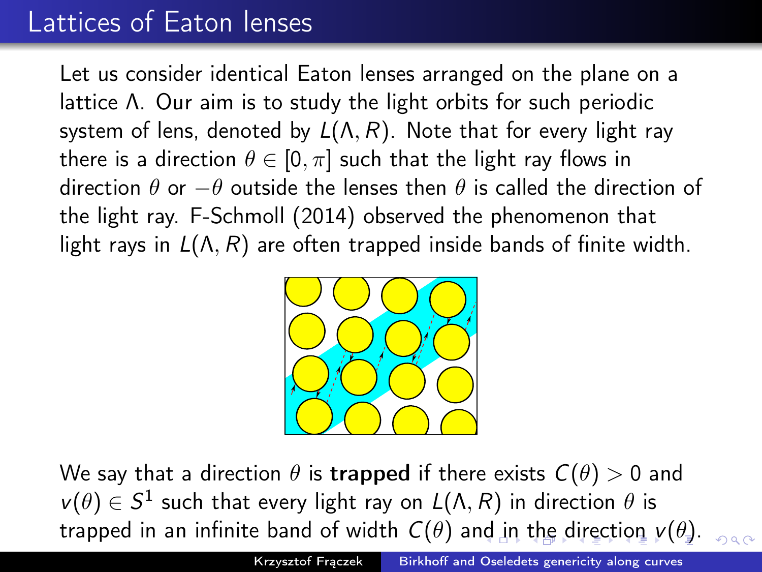## Lattices of Eaton lenses

Let us consider identical Eaton lenses arranged on the plane on a lattice $\Lambda$. Our aim is to study the light orbits for such periodic system of lens, denoted by $L(\Lambda, R)$. Note that for every light ray there is a direction $\theta \in [0, \pi]$ such that the light ray flows in direction $\theta$ or $-\theta$ outside the lenses then $\theta$ is called the direction of the light ray. F-Schmoll (2014) observed the phenomenon that light rays in $L(\Lambda, R)$ are often trapped inside bands of finite width.

We say that a direction $\theta$ is **trapped** if there exists $C(\theta) > 0$ and $v(\theta) \in S^1$ such that every light ray on $L(\Lambda, R)$ in direction $\theta$ is trapped in an infinite band of width $C(\theta)$ and in the direction $v(\theta)$.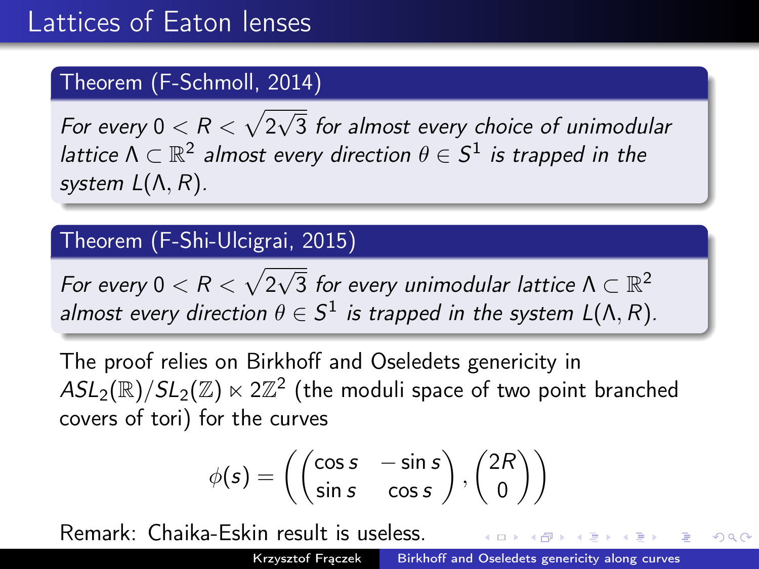# Lattices of Eaton lenses

**Theorem (F-Schmoll, 2014)**

*For every $0 < R < \sqrt{2\sqrt{3}}$ for almost every choice of unimodular lattice $\Lambda \subset \mathbb{R}^2$ almost every direction $\theta \in S^1$ is trapped in the system $L(\Lambda, R)$.*

**Theorem (F-Shi-Ulcigrai, 2015)**

*For every $0 < R < \sqrt{2\sqrt{3}}$ for every unimodular lattice $\Lambda \subset \mathbb{R}^2$ almost every direction $\theta \in S^1$ is trapped in the system $L(\Lambda, R)$.*

The proof relies on Birkhoff and Oseledets genericity in $ASL_2(\mathbb{R})/SL_2(\mathbb{Z}) \ltimes 2\mathbb{Z}^2$ (the moduli space of two point branched covers of tori) for the curves

$$\phi(s) = \left( \begin{pmatrix} \cos s & -\sin s \\ \sin s & \cos s \end{pmatrix}, \begin{pmatrix} 2R \\ 0 \end{pmatrix} \right)$$

Remark: Chaika-Eskin result is useless.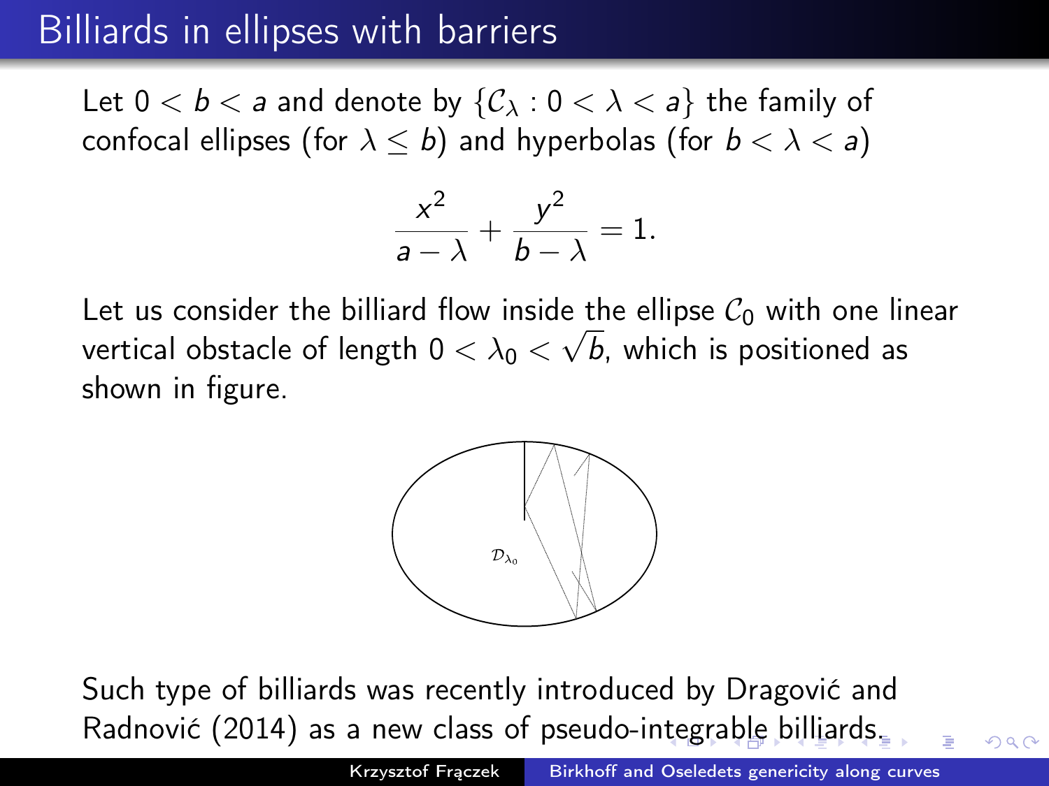# Billiards in ellipses with barriers

Let $0 < b < a$ and denote by $\{\mathcal{C}_\lambda : 0 < \lambda < a\}$ the family of confocal ellipses (for $\lambda \leq b$) and hyperbolas (for $b < \lambda < a$)

$$\frac{x^2}{a-\lambda} + \frac{y^2}{b-\lambda} = 1.$$

Let us consider the billiard flow inside the ellipse $\mathcal{C}_0$ with one linear vertical obstacle of length $0 < \lambda_0 < \sqrt{b}$, which is positioned as shown in figure.

$\mathcal{D}_{\lambda_0}$

Such type of billiards was recently introduced by Dragović and Radnović (2014) as a new class of pseudo-integrable billiards.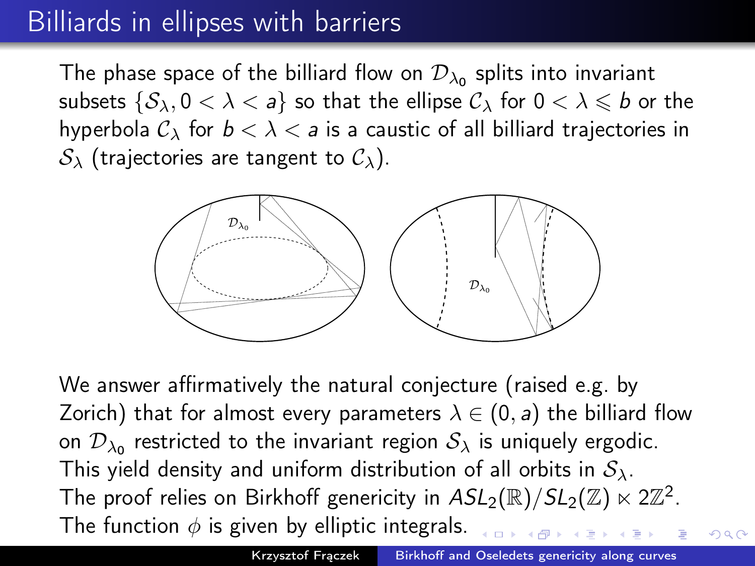# Billiards in ellipses with barriers

The phase space of the billiard flow on $\mathcal{D}_{\lambda_0}$ splits into invariant subsets $\{\mathcal{S}_\lambda, 0 < \lambda < a\}$ so that the ellipse $\mathcal{C}_\lambda$ for $0 < \lambda \leqslant b$ or the hyperbola $\mathcal{C}_\lambda$ for $b < \lambda < a$ is a caustic of all billiard trajectories in $\mathcal{S}_\lambda$ (trajectories are tangent to $\mathcal{C}_\lambda$).

We answer affirmatively the natural conjecture (raised e.g. by Zorich) that for almost every parameters $\lambda \in (0, a)$ the billiard flow on $\mathcal{D}_{\lambda_0}$ restricted to the invariant region $\mathcal{S}_\lambda$ is uniquely ergodic. This yield density and uniform distribution of all orbits in $\mathcal{S}_\lambda$. The proof relies on Birkhoff genericity in $ASL_2(\mathbb{R})/SL_2(\mathbb{Z}) \ltimes 2\mathbb{Z}^2$. The function $\phi$ is given by elliptic integrals.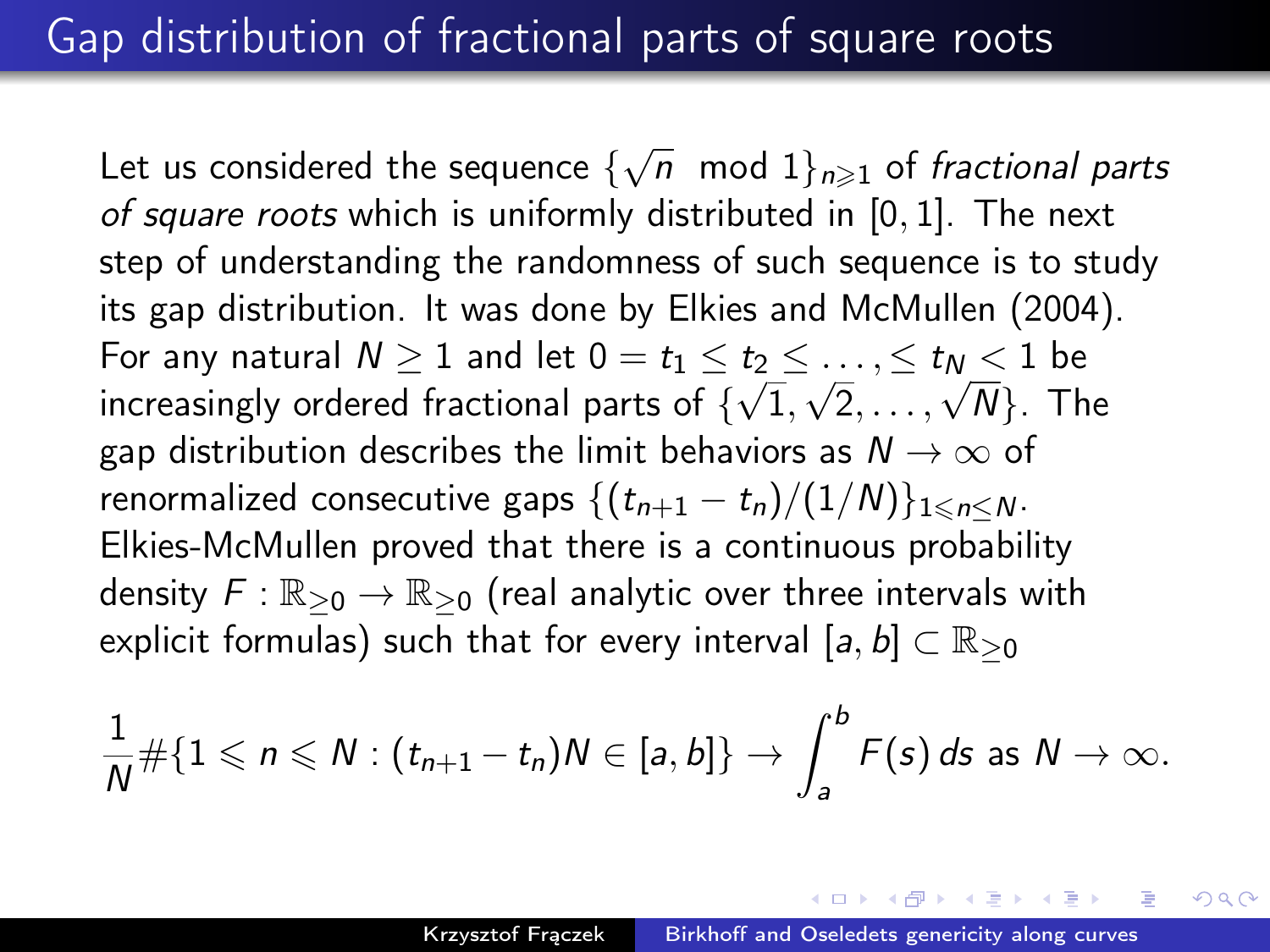# Gap distribution of fractional parts of square roots

Let us considered the sequence $\{\sqrt{n} \mod 1\}_{n\geqslant 1}$ of *fractional parts of square roots* which is uniformly distributed in $[0,1]$. The next step of understanding the randomness of such sequence is to study its gap distribution. It was done by Elkies and McMullen (2004). For any natural $N \geq 1$ and let $0 = t_1 \leq t_2 \leq \ldots, \leq t_N < 1$ be increasingly ordered fractional parts of $\{\sqrt{1}, \sqrt{2}, \ldots, \sqrt{N}\}$. The gap distribution describes the limit behaviors as $N \to \infty$ of renormalized consecutive gaps $\{(t_{n+1} - t_n)/(1/N)\}_{1\leqslant n\leq N}$. Elkies-McMullen proved that there is a continuous probability density $F : \mathbb{R}_{\geq 0} \to \mathbb{R}_{\geq 0}$ (real analytic over three intervals with explicit formulas) such that for every interval $[a, b] \subset \mathbb{R}_{\geq 0}$

$$\frac{1}{N}\#\{1 \leqslant n \leqslant N : (t_{n+1} - t_n)N \in [a, b]\} \to \int_a^b F(s)\, ds \text{ as } N \to \infty.$$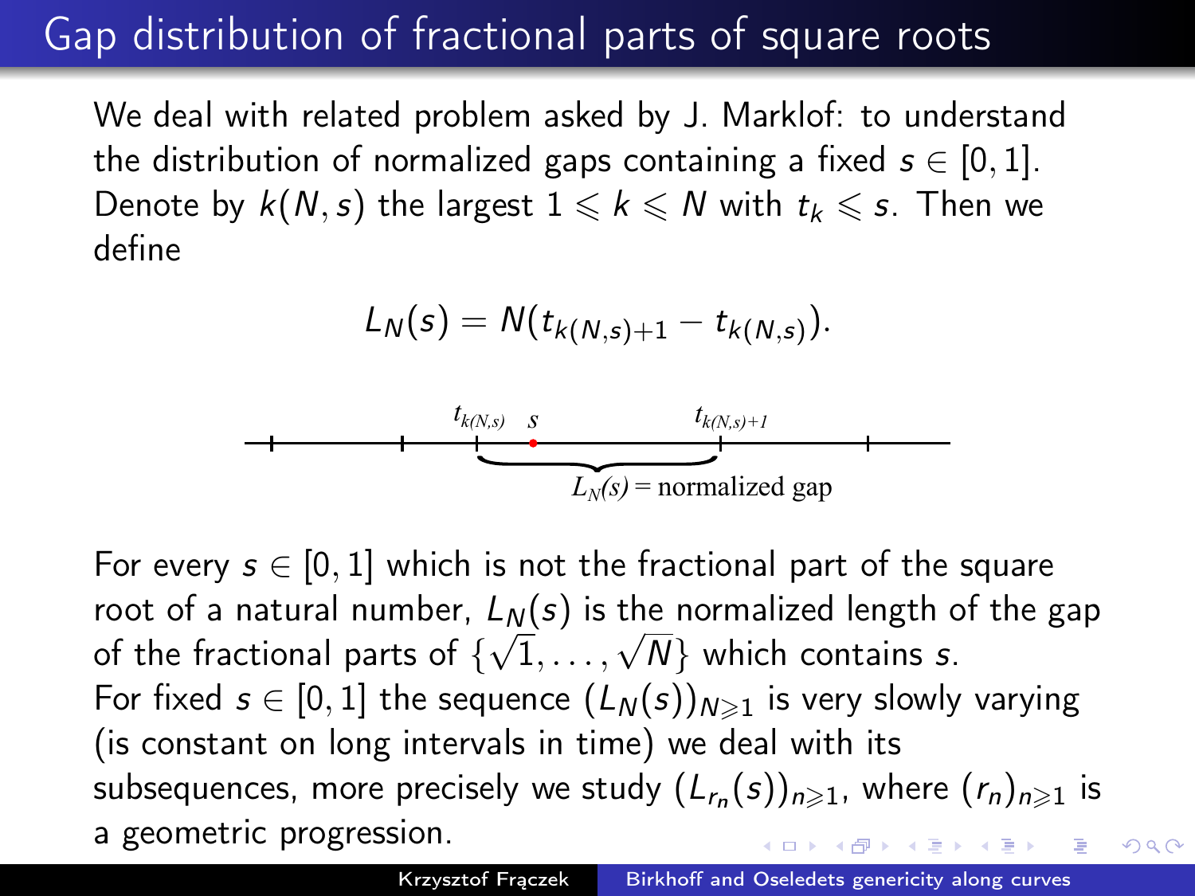# Gap distribution of fractional parts of square roots

We deal with related problem asked by J. Marklof: to understand the distribution of normalized gaps containing a fixed $s \in [0,1]$. Denote by $k(N,s)$ the largest $1 \leqslant k \leqslant N$ with $t_k \leqslant s$. Then we define

$$L_N(s) = N(t_{k(N,s)+1} - t_{k(N,s)}).$$

For every $s \in [0,1]$ which is not the fractional part of the square root of a natural number, $L_N(s)$ is the normalized length of the gap of the fractional parts of $\{\sqrt{1}, \ldots, \sqrt{N}\}$ which contains $s$.
For fixed $s \in [0,1]$ the sequence $(L_N(s))_{N \geqslant 1}$ is very slowly varying (is constant on long intervals in time) we deal with its subsequences, more precisely we study $(L_{r_n}(s))_{n \geqslant 1}$, where $(r_n)_{n \geqslant 1}$ is a geometric progression.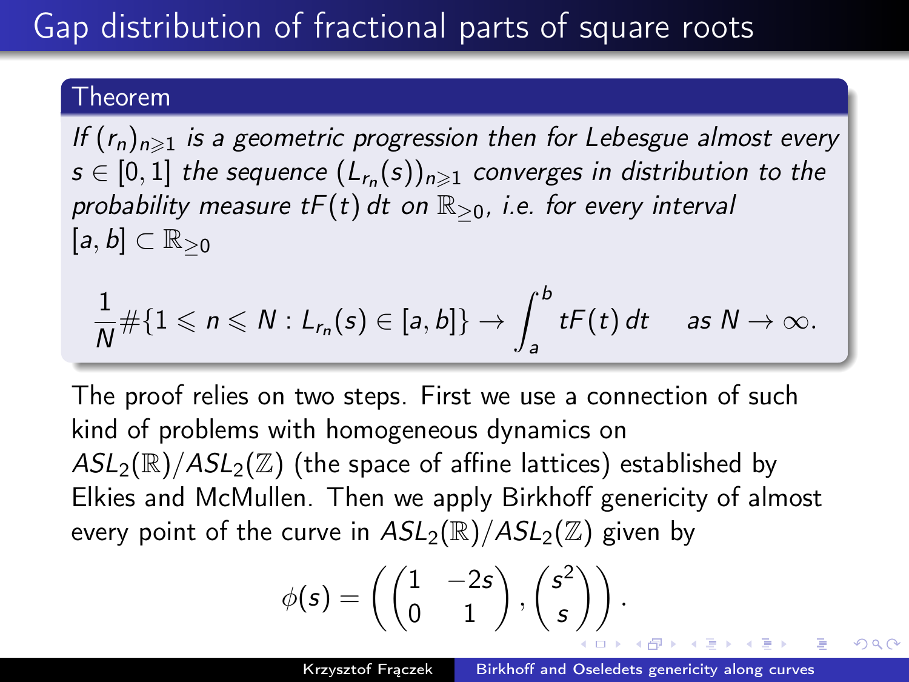# Gap distribution of fractional parts of square roots

**Theorem**

*If $(r_n)_{n\geqslant 1}$ is a geometric progression then for Lebesgue almost every $s \in [0,1]$ the sequence $(L_{r_n}(s))_{n\geqslant 1}$ converges in distribution to the probability measure $tF(t)\,dt$ on $\mathbb{R}_{\geq 0}$, i.e. for every interval $[a,b] \subset \mathbb{R}_{\geq 0}$*

$$\frac{1}{N}\#\{1 \leqslant n \leqslant N : L_{r_n}(s) \in [a,b]\} \to \int_a^b tF(t)\,dt \quad \text{as } N \to \infty.$$

The proof relies on two steps. First we use a connection of such kind of problems with homogeneous dynamics on $ASL_2(\mathbb{R})/ASL_2(\mathbb{Z})$ (the space of affine lattices) established by Elkies and McMullen. Then we apply Birkhoff genericity of almost every point of the curve in $ASL_2(\mathbb{R})/ASL_2(\mathbb{Z})$ given by

$$\phi(s) = \left( \begin{pmatrix} 1 & -2s \\ 0 & 1 \end{pmatrix}, \begin{pmatrix} s^2 \\ s \end{pmatrix} \right).$$